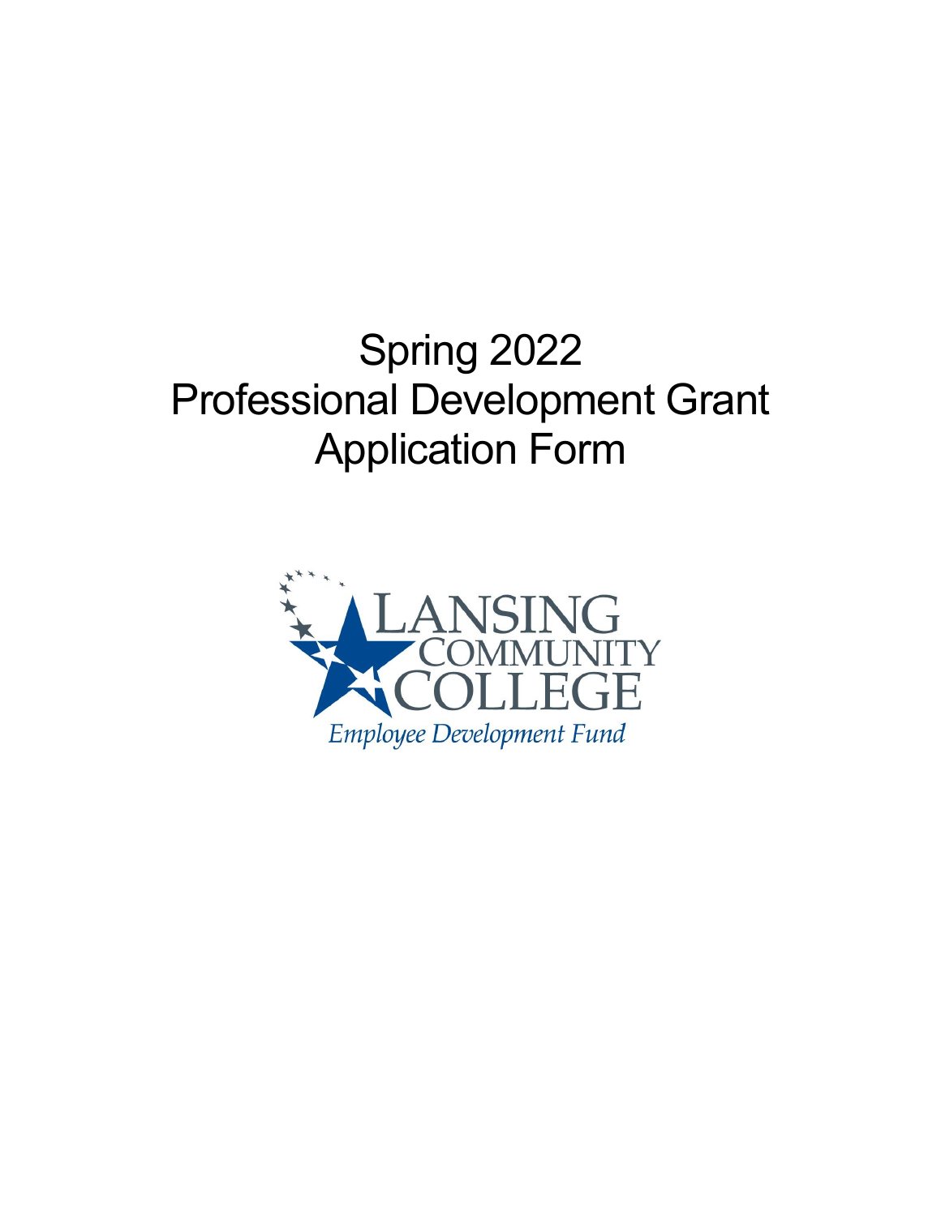# Spring 2022
# Professional Development Grant
# Application Form

LANSING COMMUNITY COLLEGE

*Employee Development Fund*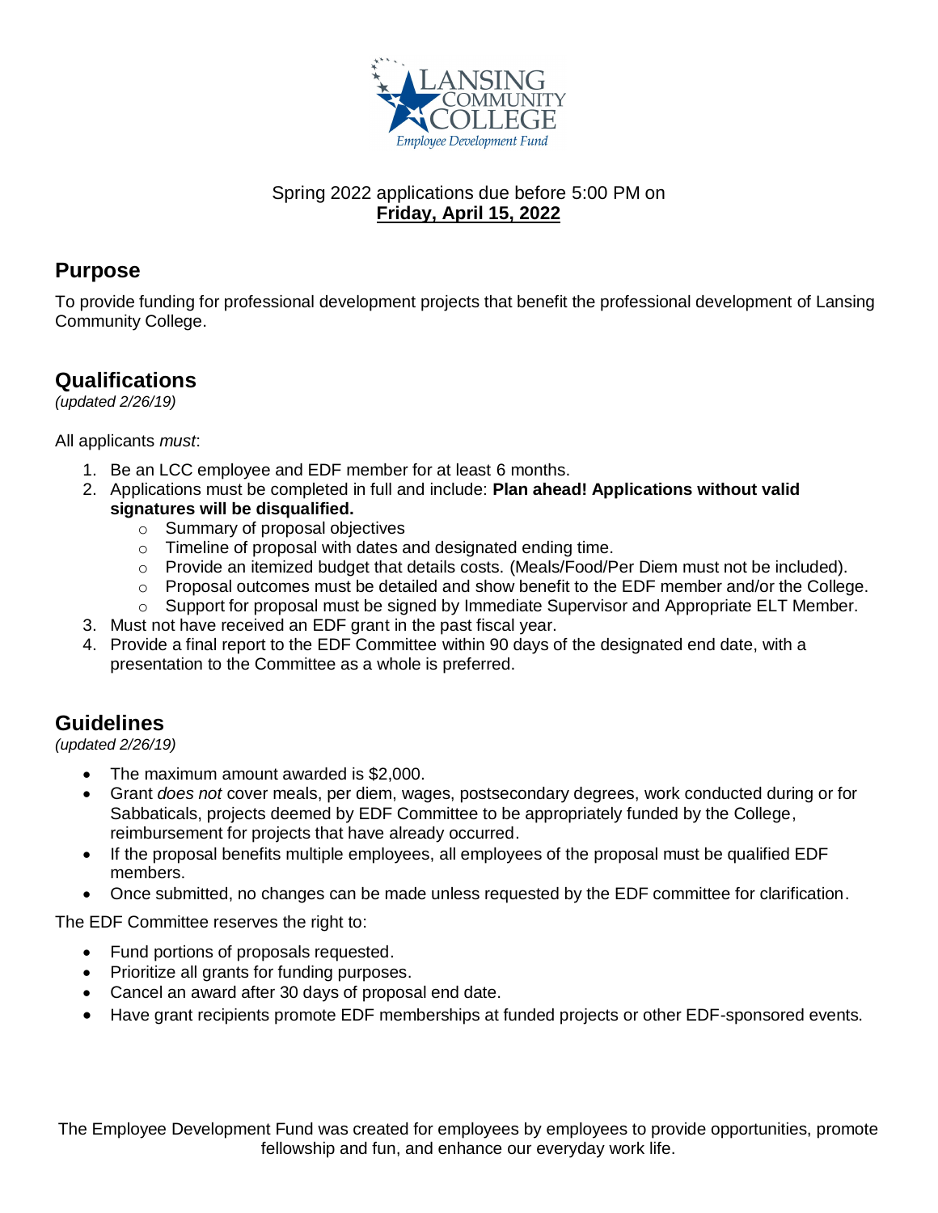Spring 2022 applications due before 5:00 PM on
**Friday, April 15, 2022**

## Purpose

To provide funding for professional development projects that benefit the professional development of Lansing Community College.

## Qualifications

*(updated 2/26/19)*

All applicants *must*:

1. Be an LCC employee and EDF member for at least 6 months.
2. Applications must be completed in full and include: **Plan ahead! Applications without valid signatures will be disqualified.**
   - Summary of proposal objectives
   - Timeline of proposal with dates and designated ending time.
   - Provide an itemized budget that details costs. (Meals/Food/Per Diem must not be included).
   - Proposal outcomes must be detailed and show benefit to the EDF member and/or the College.
   - Support for proposal must be signed by Immediate Supervisor and Appropriate ELT Member.
3. Must not have received an EDF grant in the past fiscal year.
4. Provide a final report to the EDF Committee within 90 days of the designated end date, with a presentation to the Committee as a whole is preferred.

## Guidelines

*(updated 2/26/19)*

- The maximum amount awarded is $2,000.
- Grant *does not* cover meals, per diem, wages, postsecondary degrees, work conducted during or for Sabbaticals, projects deemed by EDF Committee to be appropriately funded by the College, reimbursement for projects that have already occurred.
- If the proposal benefits multiple employees, all employees of the proposal must be qualified EDF members.
- Once submitted, no changes can be made unless requested by the EDF committee for clarification.

The EDF Committee reserves the right to:

- Fund portions of proposals requested.
- Prioritize all grants for funding purposes.
- Cancel an award after 30 days of proposal end date.
- Have grant recipients promote EDF memberships at funded projects or other EDF-sponsored events.

The Employee Development Fund was created for employees by employees to provide opportunities, promote fellowship and fun, and enhance our everyday work life.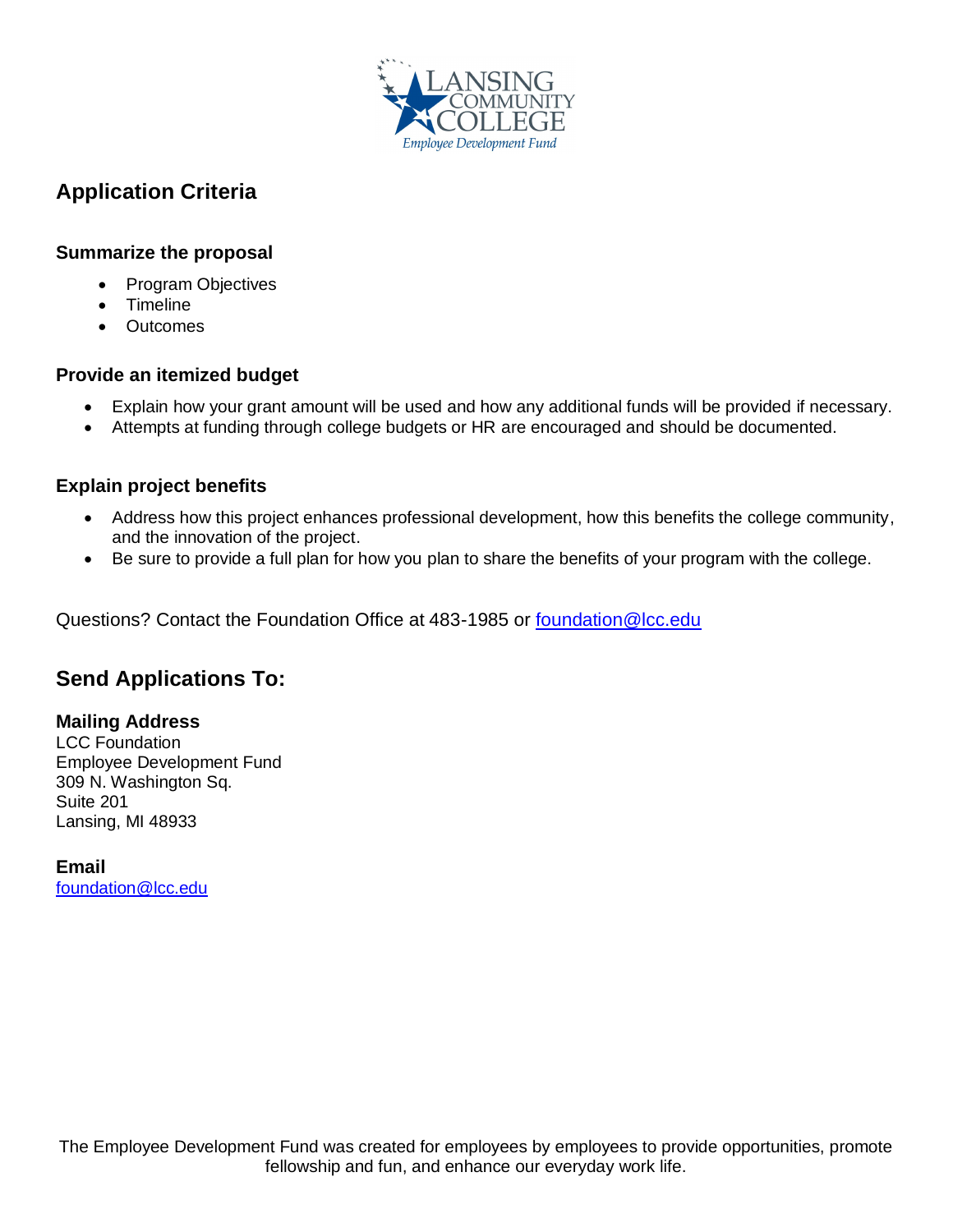## Application Criteria

### Summarize the proposal

- Program Objectives
- Timeline
- Outcomes

### Provide an itemized budget

- Explain how your grant amount will be used and how any additional funds will be provided if necessary.
- Attempts at funding through college budgets or HR are encouraged and should be documented.

### Explain project benefits

- Address how this project enhances professional development, how this benefits the college community, and the innovation of the project.
- Be sure to provide a full plan for how you plan to share the benefits of your program with the college.

Questions? Contact the Foundation Office at 483-1985 or foundation@lcc.edu

## Send Applications To:

**Mailing Address**
LCC Foundation
Employee Development Fund
309 N. Washington Sq.
Suite 201
Lansing, MI 48933

**Email**
foundation@lcc.edu

The Employee Development Fund was created for employees by employees to provide opportunities, promote fellowship and fun, and enhance our everyday work life.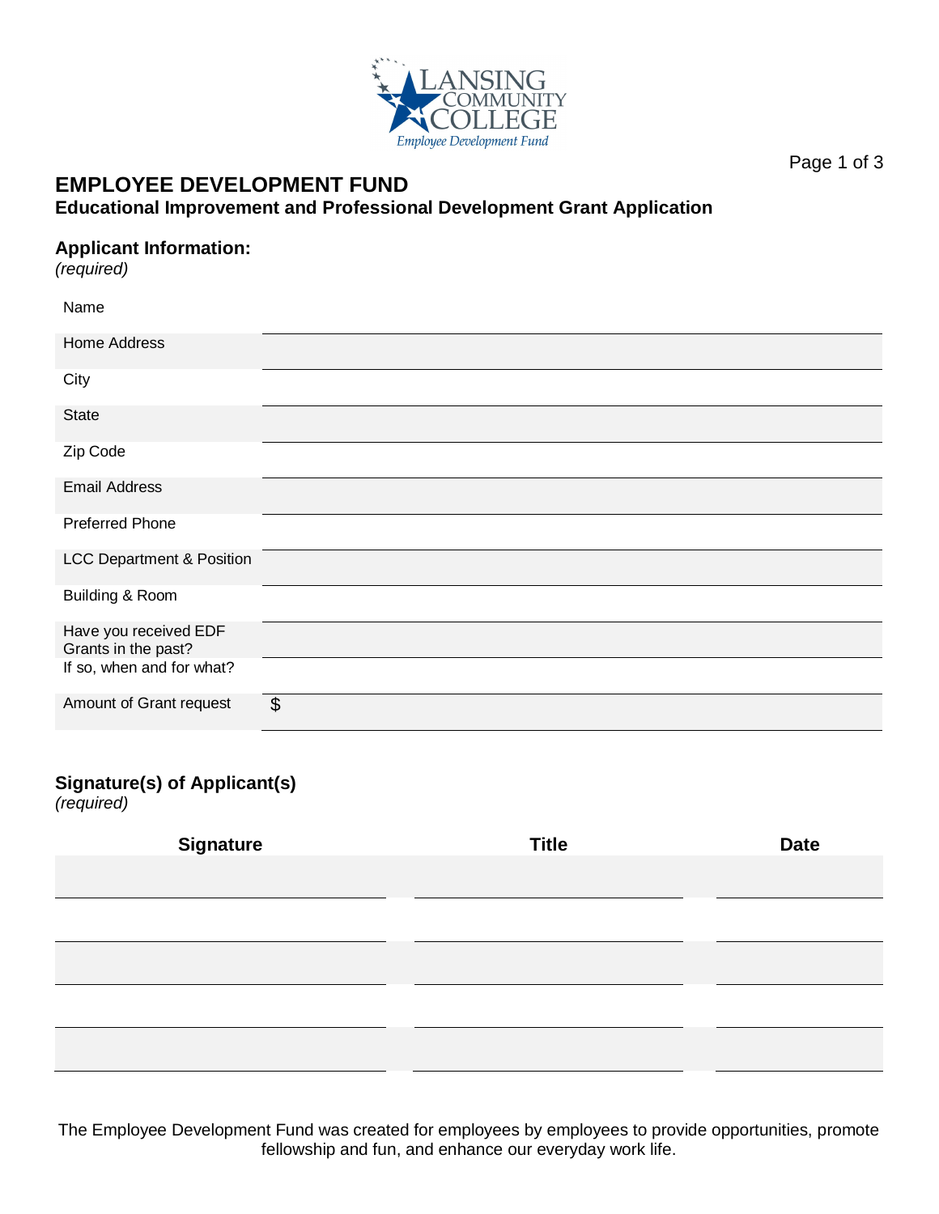# EMPLOYEE DEVELOPMENT FUND

## Educational Improvement and Professional Development Grant Application

### Applicant Information:

*(required)*

| | |
|---|---|
| Name | |
| Home Address | |
| City | |
| State | |
| Zip Code | |
| Email Address | |
| Preferred Phone | |
| LCC Department & Position | |
| Building & Room | |
| Have you received EDF Grants in the past? | |
| If so, when and for what? | |
| Amount of Grant request | $ |

### Signature(s) of Applicant(s)

*(required)*

| Signature | Title | Date |
|---|---|---|
| | | |
| | | |
| | | |
| | | |
| | | |

The Employee Development Fund was created for employees by employees to provide opportunities, promote fellowship and fun, and enhance our everyday work life.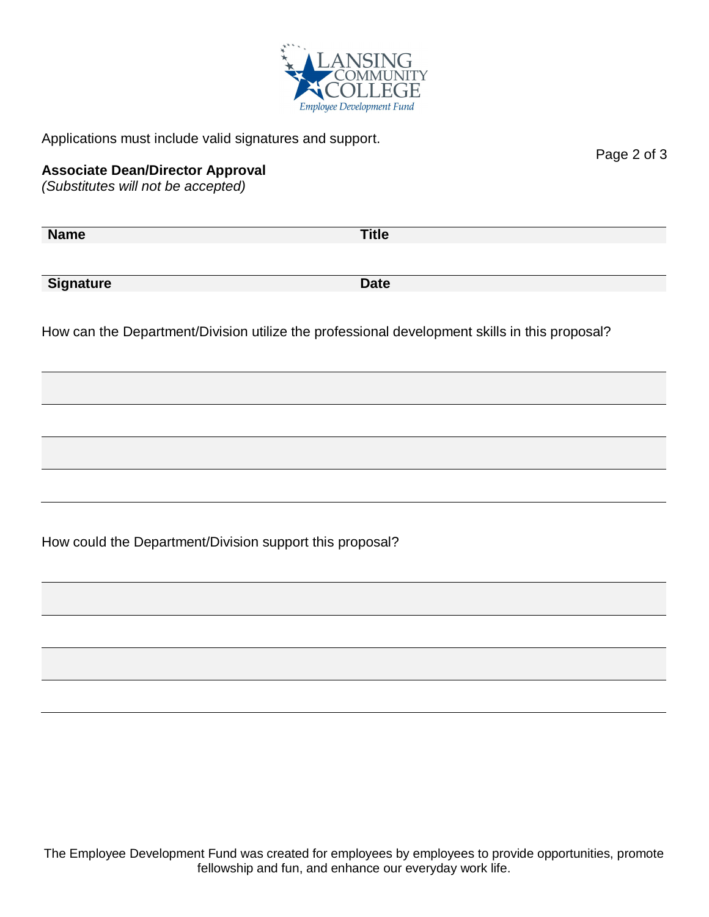Applications must include valid signatures and support.

**Associate Dean/Director Approval**
*(Substitutes will not be accepted)*

| **Name** | **Title** |
|---|---|
| | |
| **Signature** | **Date** |

How can the Department/Division utilize the professional development skills in this proposal?

How could the Department/Division support this proposal?

The Employee Development Fund was created for employees by employees to provide opportunities, promote fellowship and fun, and enhance our everyday work life.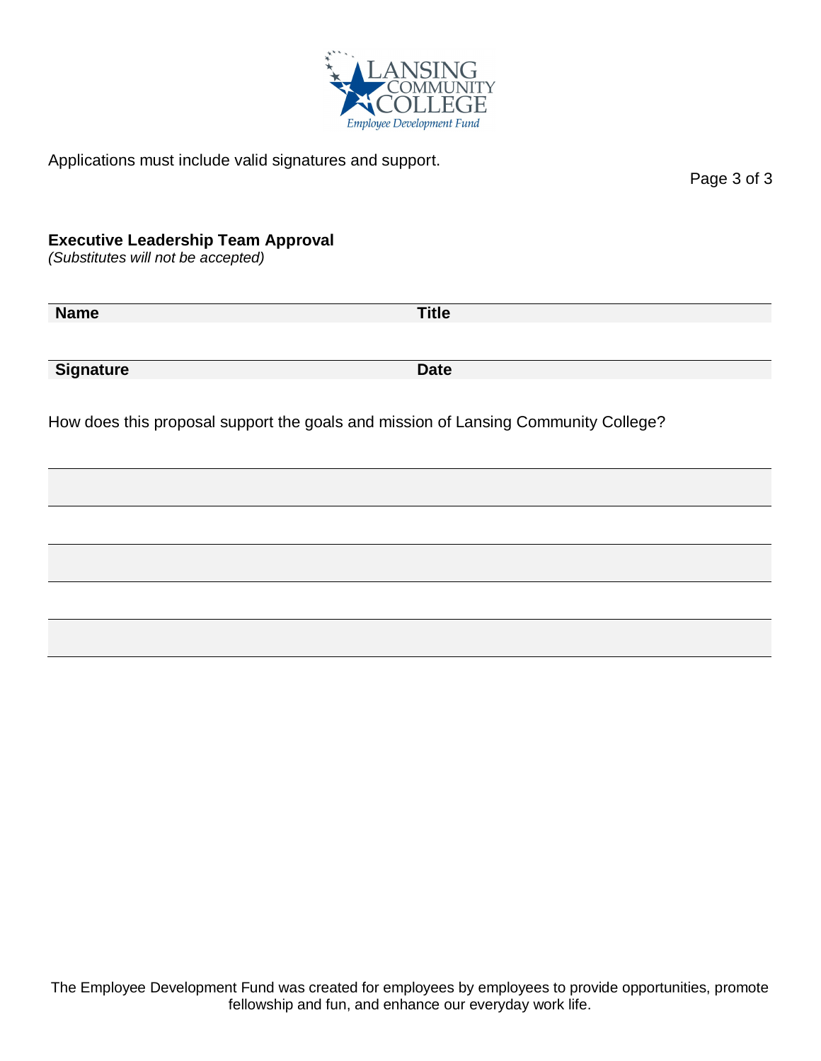Applications must include valid signatures and support.

### Executive Leadership Team Approval

*(Substitutes will not be accepted)*

| Name | Title |
|---|---|
| | |

| Signature | Date |
|---|---|
| | |

How does this proposal support the goals and mission of Lansing Community College?

The Employee Development Fund was created for employees by employees to provide opportunities, promote fellowship and fun, and enhance our everyday work life.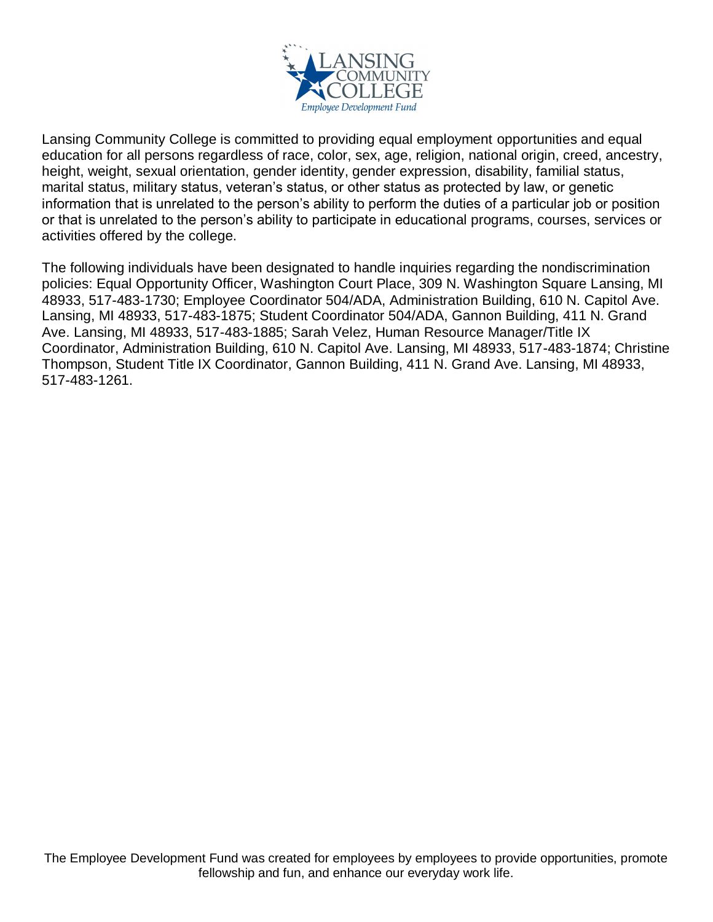Lansing Community College is committed to providing equal employment opportunities and equal education for all persons regardless of race, color, sex, age, religion, national origin, creed, ancestry, height, weight, sexual orientation, gender identity, gender expression, disability, familial status, marital status, military status, veteran's status, or other status as protected by law, or genetic information that is unrelated to the person's ability to perform the duties of a particular job or position or that is unrelated to the person's ability to participate in educational programs, courses, services or activities offered by the college.

The following individuals have been designated to handle inquiries regarding the nondiscrimination policies: Equal Opportunity Officer, Washington Court Place, 309 N. Washington Square Lansing, MI 48933, 517-483-1730; Employee Coordinator 504/ADA, Administration Building, 610 N. Capitol Ave. Lansing, MI 48933, 517-483-1875; Student Coordinator 504/ADA, Gannon Building, 411 N. Grand Ave. Lansing, MI 48933, 517-483-1885; Sarah Velez, Human Resource Manager/Title IX Coordinator, Administration Building, 610 N. Capitol Ave. Lansing, MI 48933, 517-483-1874; Christine Thompson, Student Title IX Coordinator, Gannon Building, 411 N. Grand Ave. Lansing, MI 48933, 517-483-1261.

The Employee Development Fund was created for employees by employees to provide opportunities, promote fellowship and fun, and enhance our everyday work life.